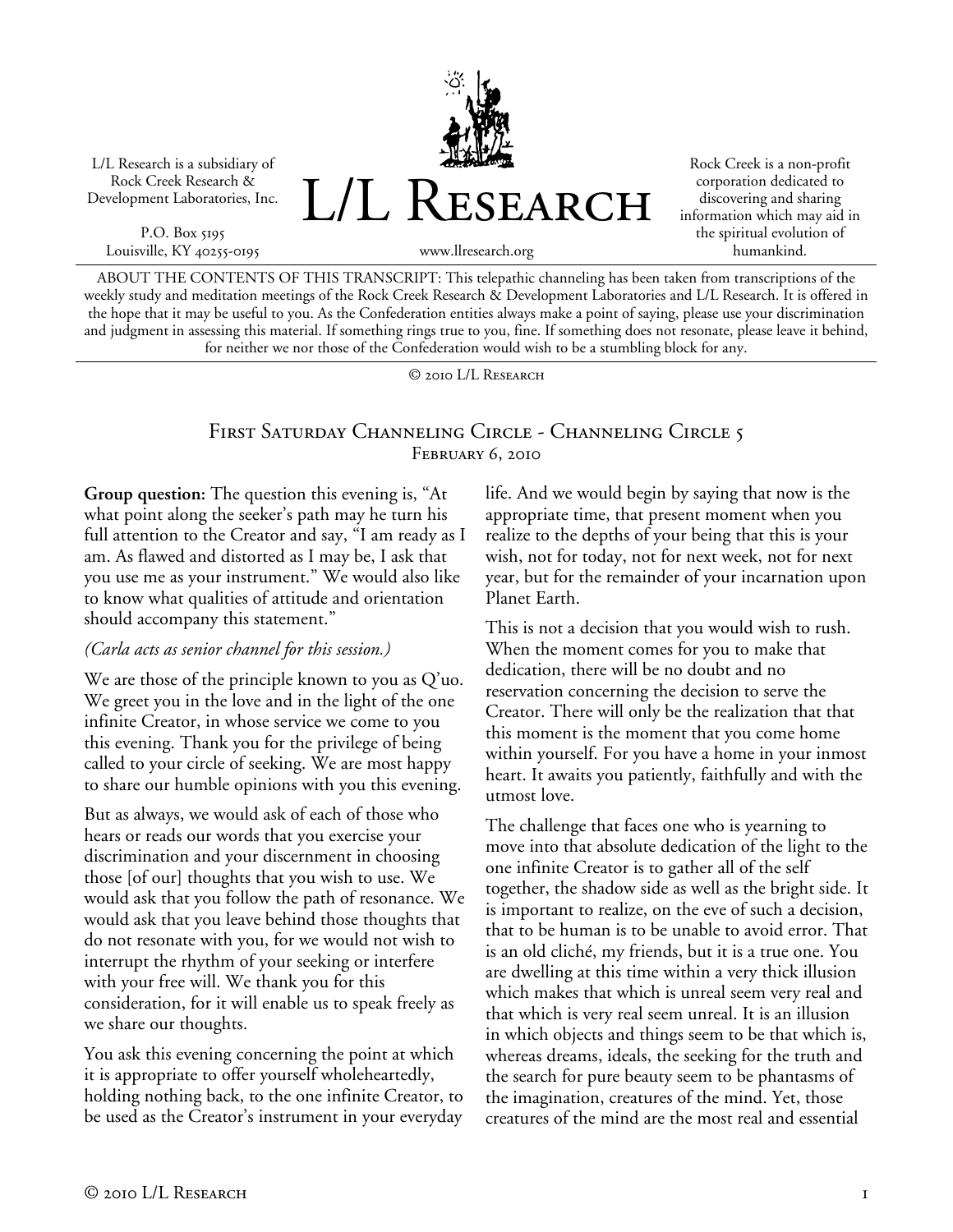L/L Research is a subsidiary of Rock Creek Research & Development Laboratories, Inc.

P.O. Box 5195
Louisville, KY 40255-0195

# L/L Research

www.llresearch.org

Rock Creek is a non-profit corporation dedicated to discovering and sharing information which may aid in the spiritual evolution of humankind.

ABOUT THE CONTENTS OF THIS TRANSCRIPT: This telepathic channeling has been taken from transcriptions of the weekly study and meditation meetings of the Rock Creek Research & Development Laboratories and L/L Research. It is offered in the hope that it may be useful to you. As the Confederation entities always make a point of saying, please use your discrimination and judgment in assessing this material. If something rings true to you, fine. If something does not resonate, please leave it behind, for neither we nor those of the Confederation would wish to be a stumbling block for any.

© 2010 L/L Research

## First Saturday Channeling Circle - Channeling Circle 5
### February 6, 2010

**Group question:** The question this evening is, "At what point along the seeker's path may he turn his full attention to the Creator and say, "I am ready as I am. As flawed and distorted as I may be, I ask that you use me as your instrument." We would also like to know what qualities of attitude and orientation should accompany this statement."

*(Carla acts as senior channel for this session.)*

We are those of the principle known to you as Q'uo. We greet you in the love and in the light of the one infinite Creator, in whose service we come to you this evening. Thank you for the privilege of being called to your circle of seeking. We are most happy to share our humble opinions with you this evening.

But as always, we would ask of each of those who hears or reads our words that you exercise your discrimination and your discernment in choosing those [of our] thoughts that you wish to use. We would ask that you follow the path of resonance. We would ask that you leave behind those thoughts that do not resonate with you, for we would not wish to interrupt the rhythm of your seeking or interfere with your free will. We thank you for this consideration, for it will enable us to speak freely as we share our thoughts.

You ask this evening concerning the point at which it is appropriate to offer yourself wholeheartedly, holding nothing back, to the one infinite Creator, to be used as the Creator's instrument in your everyday life. And we would begin by saying that now is the appropriate time, that present moment when you realize to the depths of your being that this is your wish, not for today, not for next week, not for next year, but for the remainder of your incarnation upon Planet Earth.

This is not a decision that you would wish to rush. When the moment comes for you to make that dedication, there will be no doubt and no reservation concerning the decision to serve the Creator. There will only be the realization that that this moment is the moment that you come home within yourself. For you have a home in your inmost heart. It awaits you patiently, faithfully and with the utmost love.

The challenge that faces one who is yearning to move into that absolute dedication of the light to the one infinite Creator is to gather all of the self together, the shadow side as well as the bright side. It is important to realize, on the eve of such a decision, that to be human is to be unable to avoid error. That is an old cliché, my friends, but it is a true one. You are dwelling at this time within a very thick illusion which makes that which is unreal seem very real and that which is very real seem unreal. It is an illusion in which objects and things seem to be that which is, whereas dreams, ideals, the seeking for the truth and the search for pure beauty seem to be phantasms of the imagination, creatures of the mind. Yet, those creatures of the mind are the most real and essential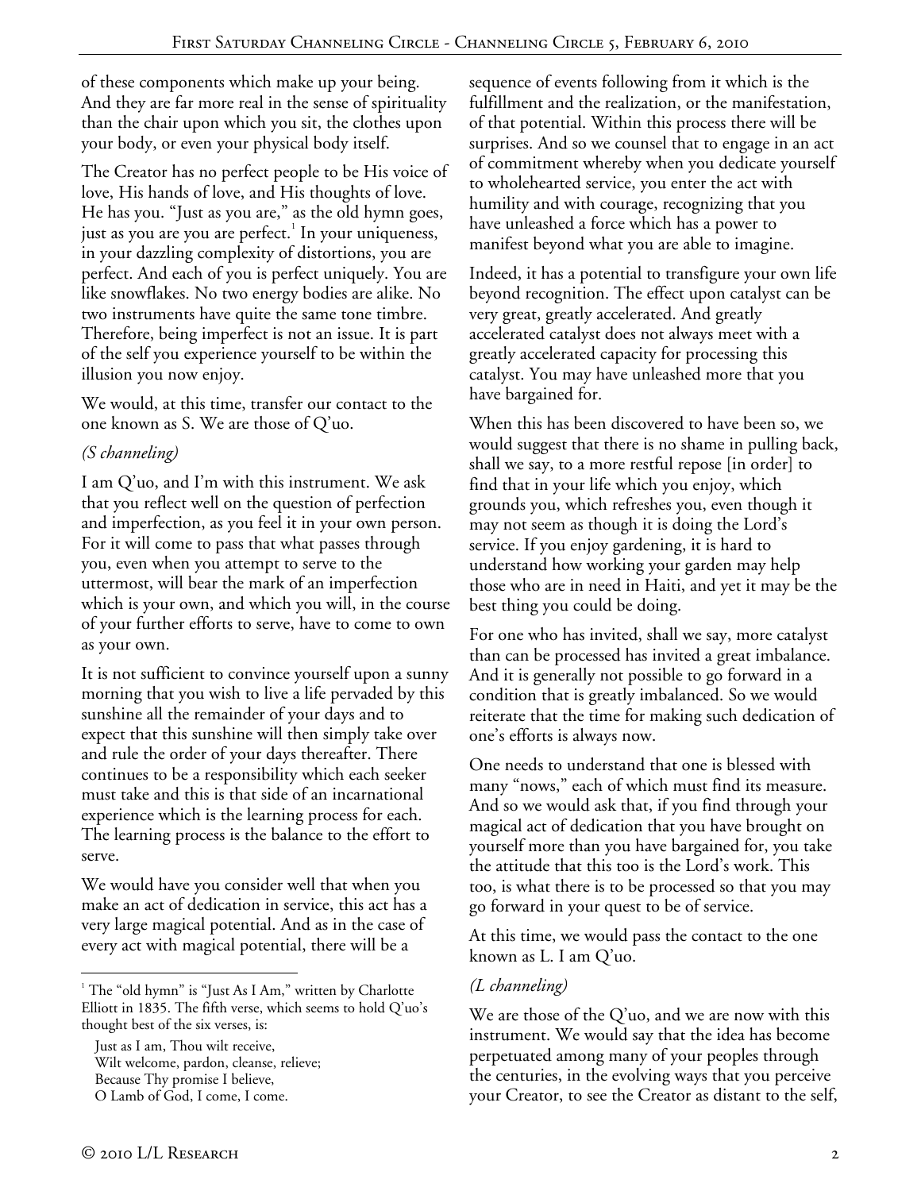of these components which make up your being. And they are far more real in the sense of spirituality than the chair upon which you sit, the clothes upon your body, or even your physical body itself.

The Creator has no perfect people to be His voice of love, His hands of love, and His thoughts of love. He has you. "Just as you are," as the old hymn goes, just as you are you are perfect.[1] In your uniqueness, in your dazzling complexity of distortions, you are perfect. And each of you is perfect uniquely. You are like snowflakes. No two energy bodies are alike. No two instruments have quite the same tone timbre. Therefore, being imperfect is not an issue. It is part of the self you experience yourself to be within the illusion you now enjoy.

We would, at this time, transfer our contact to the one known as S. We are those of Q'uo.

*(S channeling)*

I am Q'uo, and I'm with this instrument. We ask that you reflect well on the question of perfection and imperfection, as you feel it in your own person. For it will come to pass that what passes through you, even when you attempt to serve to the uttermost, will bear the mark of an imperfection which is your own, and which you will, in the course of your further efforts to serve, have to come to own as your own.

It is not sufficient to convince yourself upon a sunny morning that you wish to live a life pervaded by this sunshine all the remainder of your days and to expect that this sunshine will then simply take over and rule the order of your days thereafter. There continues to be a responsibility which each seeker must take and this is that side of an incarnational experience which is the learning process for each. The learning process is the balance to the effort to serve.

We would have you consider well that when you make an act of dedication in service, this act has a very large magical potential. And as in the case of every act with magical potential, there will be a sequence of events following from it which is the fulfillment and the realization, or the manifestation, of that potential. Within this process there will be surprises. And so we counsel that to engage in an act of commitment whereby when you dedicate yourself to wholehearted service, you enter the act with humility and with courage, recognizing that you have unleashed a force which has a power to manifest beyond what you are able to imagine.

Indeed, it has a potential to transfigure your own life beyond recognition. The effect upon catalyst can be very great, greatly accelerated. And greatly accelerated catalyst does not always meet with a greatly accelerated capacity for processing this catalyst. You may have unleashed more that you have bargained for.

When this has been discovered to have been so, we would suggest that there is no shame in pulling back, shall we say, to a more restful repose [in order] to find that in your life which you enjoy, which grounds you, which refreshes you, even though it may not seem as though it is doing the Lord's service. If you enjoy gardening, it is hard to understand how working your garden may help those who are in need in Haiti, and yet it may be the best thing you could be doing.

For one who has invited, shall we say, more catalyst than can be processed has invited a great imbalance. And it is generally not possible to go forward in a condition that is greatly imbalanced. So we would reiterate that the time for making such dedication of one's efforts is always now.

One needs to understand that one is blessed with many "nows," each of which must find its measure. And so we would ask that, if you find through your magical act of dedication that you have brought on yourself more than you have bargained for, you take the attitude that this too is the Lord's work. This too, is what there is to be processed so that you may go forward in your quest to be of service.

At this time, we would pass the contact to the one known as L. I am Q'uo.

*(L channeling)*

We are those of the Q'uo, and we are now with this instrument. We would say that the idea has become perpetuated among many of your peoples through the centuries, in the evolving ways that you perceive your Creator, to see the Creator as distant to the self,

---

[1] The "old hymn" is "Just As I Am," written by Charlotte Elliott in 1835. The fifth verse, which seems to hold Q'uo's thought best of the six verses, is:

Just as I am, Thou wilt receive,
Wilt welcome, pardon, cleanse, relieve;
Because Thy promise I believe,
O Lamb of God, I come, I come.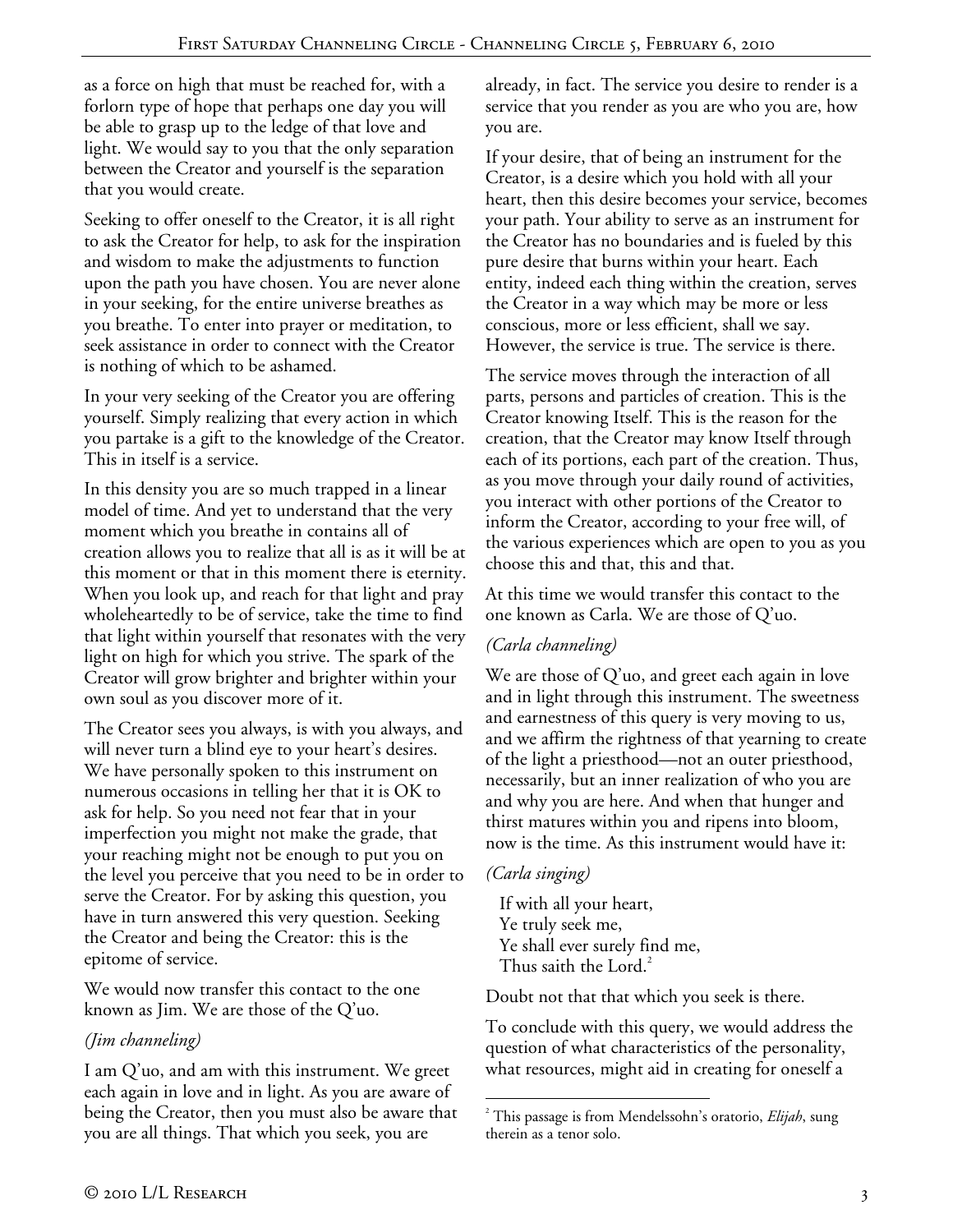as a force on high that must be reached for, with a forlorn type of hope that perhaps one day you will be able to grasp up to the ledge of that love and light. We would say to you that the only separation between the Creator and yourself is the separation that you would create.

Seeking to offer oneself to the Creator, it is all right to ask the Creator for help, to ask for the inspiration and wisdom to make the adjustments to function upon the path you have chosen. You are never alone in your seeking, for the entire universe breathes as you breathe. To enter into prayer or meditation, to seek assistance in order to connect with the Creator is nothing of which to be ashamed.

In your very seeking of the Creator you are offering yourself. Simply realizing that every action in which you partake is a gift to the knowledge of the Creator. This in itself is a service.

In this density you are so much trapped in a linear model of time. And yet to understand that the very moment which you breathe in contains all of creation allows you to realize that all is as it will be at this moment or that in this moment there is eternity. When you look up, and reach for that light and pray wholeheartedly to be of service, take the time to find that light within yourself that resonates with the very light on high for which you strive. The spark of the Creator will grow brighter and brighter within your own soul as you discover more of it.

The Creator sees you always, is with you always, and will never turn a blind eye to your heart's desires. We have personally spoken to this instrument on numerous occasions in telling her that it is OK to ask for help. So you need not fear that in your imperfection you might not make the grade, that your reaching might not be enough to put you on the level you perceive that you need to be in order to serve the Creator. For by asking this question, you have in turn answered this very question. Seeking the Creator and being the Creator: this is the epitome of service.

We would now transfer this contact to the one known as Jim. We are those of the Q'uo.

*(Jim channeling)*

I am Q'uo, and am with this instrument. We greet each again in love and in light. As you are aware of being the Creator, then you must also be aware that you are all things. That which you seek, you are already, in fact. The service you desire to render is a service that you render as you are who you are, how you are.

If your desire, that of being an instrument for the Creator, is a desire which you hold with all your heart, then this desire becomes your service, becomes your path. Your ability to serve as an instrument for the Creator has no boundaries and is fueled by this pure desire that burns within your heart. Each entity, indeed each thing within the creation, serves the Creator in a way which may be more or less conscious, more or less efficient, shall we say. However, the service is true. The service is there.

The service moves through the interaction of all parts, persons and particles of creation. This is the Creator knowing Itself. This is the reason for the creation, that the Creator may know Itself through each of its portions, each part of the creation. Thus, as you move through your daily round of activities, you interact with other portions of the Creator to inform the Creator, according to your free will, of the various experiences which are open to you as you choose this and that, this and that.

At this time we would transfer this contact to the one known as Carla. We are those of Q'uo.

*(Carla channeling)*

We are those of Q'uo, and greet each again in love and in light through this instrument. The sweetness and earnestness of this query is very moving to us, and we affirm the rightness of that yearning to create of the light a priesthood—not an outer priesthood, necessarily, but an inner realization of who you are and why you are here. And when that hunger and thirst matures within you and ripens into bloom, now is the time. As this instrument would have it:

*(Carla singing)*

> If with all your heart,
> Ye truly seek me,
> Ye shall ever surely find me,
> Thus saith the Lord.[2]

Doubt not that that which you seek is there.

To conclude with this query, we would address the question of what characteristics of the personality, what resources, might aid in creating for oneself a

[2] This passage is from Mendelssohn's oratorio, *Elijah*, sung therein as a tenor solo.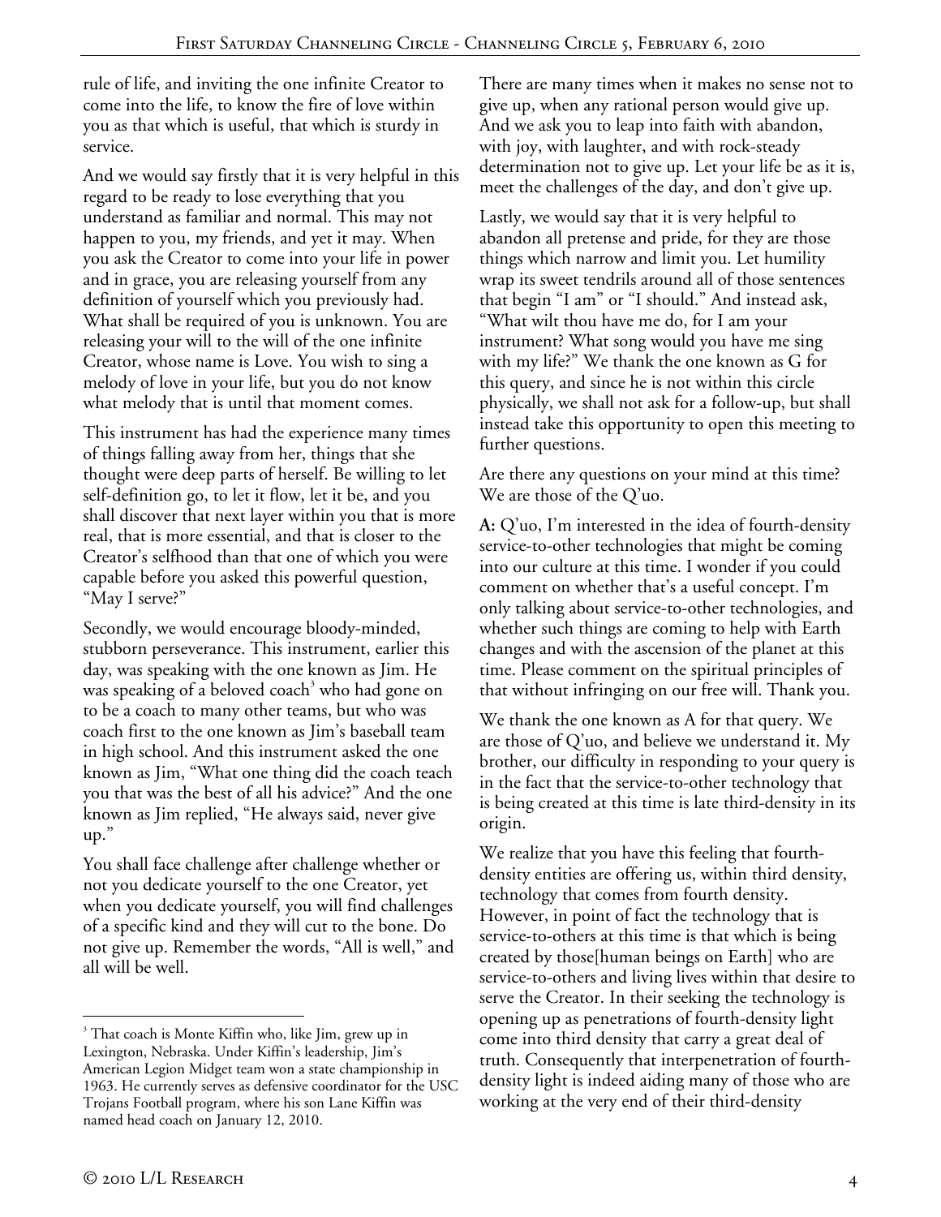rule of life, and inviting the one infinite Creator to come into the life, to know the fire of love within you as that which is useful, that which is sturdy in service.

And we would say firstly that it is very helpful in this regard to be ready to lose everything that you understand as familiar and normal. This may not happen to you, my friends, and yet it may. When you ask the Creator to come into your life in power and in grace, you are releasing yourself from any definition of yourself which you previously had. What shall be required of you is unknown. You are releasing your will to the will of the one infinite Creator, whose name is Love. You wish to sing a melody of love in your life, but you do not know what melody that is until that moment comes.

This instrument has had the experience many times of things falling away from her, things that she thought were deep parts of herself. Be willing to let self-definition go, to let it flow, let it be, and you shall discover that next layer within you that is more real, that is more essential, and that is closer to the Creator's selfhood than that one of which you were capable before you asked this powerful question, "May I serve?"

Secondly, we would encourage bloody-minded, stubborn perseverance. This instrument, earlier this day, was speaking with the one known as Jim. He was speaking of a beloved coach[3] who had gone on to be a coach to many other teams, but who was coach first to the one known as Jim's baseball team in high school. And this instrument asked the one known as Jim, "What one thing did the coach teach you that was the best of all his advice?" And the one known as Jim replied, "He always said, never give up."

You shall face challenge after challenge whether or not you dedicate yourself to the one Creator, yet when you dedicate yourself, you will find challenges of a specific kind and they will cut to the bone. Do not give up. Remember the words, "All is well," and all will be well.

There are many times when it makes no sense not to give up, when any rational person would give up. And we ask you to leap into faith with abandon, with joy, with laughter, and with rock-steady determination not to give up. Let your life be as it is, meet the challenges of the day, and don't give up.

Lastly, we would say that it is very helpful to abandon all pretense and pride, for they are those things which narrow and limit you. Let humility wrap its sweet tendrils around all of those sentences that begin "I am" or "I should." And instead ask, "What wilt thou have me do, for I am your instrument? What song would you have me sing with my life?" We thank the one known as G for this query, and since he is not within this circle physically, we shall not ask for a follow-up, but shall instead take this opportunity to open this meeting to further questions.

Are there any questions on your mind at this time? We are those of the Q'uo.

**A:** Q'uo, I'm interested in the idea of fourth-density service-to-other technologies that might be coming into our culture at this time. I wonder if you could comment on whether that's a useful concept. I'm only talking about service-to-other technologies, and whether such things are coming to help with Earth changes and with the ascension of the planet at this time. Please comment on the spiritual principles of that without infringing on our free will. Thank you.

We thank the one known as A for that query. We are those of Q'uo, and believe we understand it. My brother, our difficulty in responding to your query is in the fact that the service-to-other technology that is being created at this time is late third-density in its origin.

We realize that you have this feeling that fourth-density entities are offering us, within third density, technology that comes from fourth density. However, in point of fact the technology that is service-to-others at this time is that which is being created by those[human beings on Earth] who are service-to-others and living lives within that desire to serve the Creator. In their seeking the technology is opening up as penetrations of fourth-density light come into third density that carry a great deal of truth. Consequently that interpenetration of fourth-density light is indeed aiding many of those who are working at the very end of their third-density

---

[3] That coach is Monte Kiffin who, like Jim, grew up in Lexington, Nebraska. Under Kiffin's leadership, Jim's American Legion Midget team won a state championship in 1963. He currently serves as defensive coordinator for the USC Trojans Football program, where his son Lane Kiffin was named head coach on January 12, 2010.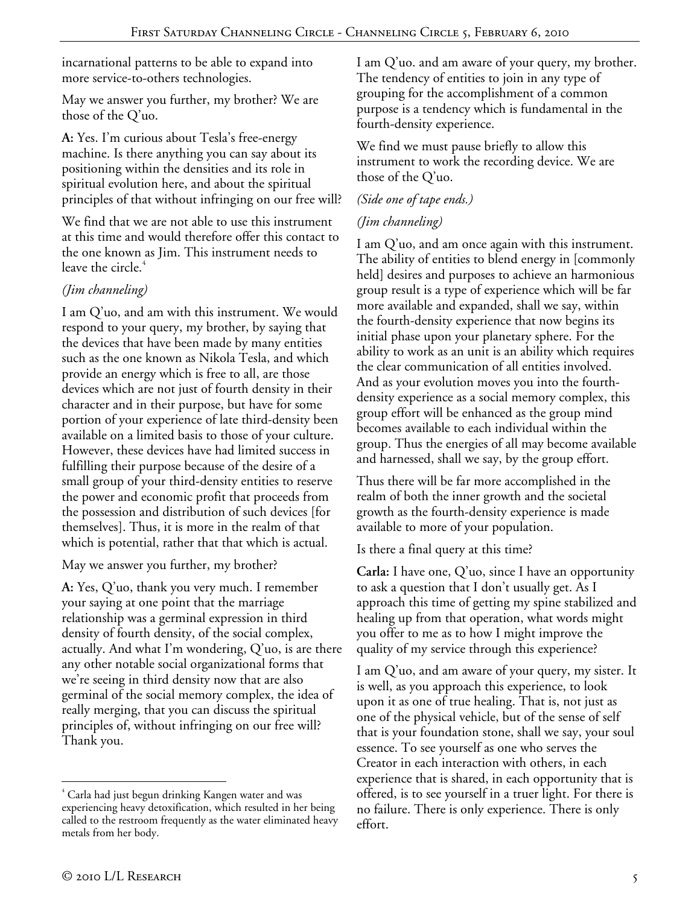incarnational patterns to be able to expand into more service-to-others technologies.

May we answer you further, my brother? We are those of the Q'uo.

**A:** Yes. I'm curious about Tesla's free-energy machine. Is there anything you can say about its positioning within the densities and its role in spiritual evolution here, and about the spiritual principles of that without infringing on our free will?

We find that we are not able to use this instrument at this time and would therefore offer this contact to the one known as Jim. This instrument needs to leave the circle.[4]

*(Jim channeling)*

I am Q'uo, and am with this instrument. We would respond to your query, my brother, by saying that the devices that have been made by many entities such as the one known as Nikola Tesla, and which provide an energy which is free to all, are those devices which are not just of fourth density in their character and in their purpose, but have for some portion of your experience of late third-density been available on a limited basis to those of your culture. However, these devices have had limited success in fulfilling their purpose because of the desire of a small group of your third-density entities to reserve the power and economic profit that proceeds from the possession and distribution of such devices [for themselves]. Thus, it is more in the realm of that which is potential, rather that that which is actual.

May we answer you further, my brother?

**A:** Yes, Q'uo, thank you very much. I remember your saying at one point that the marriage relationship was a germinal expression in third density of fourth density, of the social complex, actually. And what I'm wondering, Q'uo, is are there any other notable social organizational forms that we're seeing in third density now that are also germinal of the social memory complex, the idea of really merging, that you can discuss the spiritual principles of, without infringing on our free will? Thank you.

I am Q'uo. and am aware of your query, my brother. The tendency of entities to join in any type of grouping for the accomplishment of a common purpose is a tendency which is fundamental in the fourth-density experience.

We find we must pause briefly to allow this instrument to work the recording device. We are those of the Q'uo.

*(Side one of tape ends.)*

*(Jim channeling)*

I am Q'uo, and am once again with this instrument. The ability of entities to blend energy in [commonly held] desires and purposes to achieve an harmonious group result is a type of experience which will be far more available and expanded, shall we say, within the fourth-density experience that now begins its initial phase upon your planetary sphere. For the ability to work as an unit is an ability which requires the clear communication of all entities involved. And as your evolution moves you into the fourth-density experience as a social memory complex, this group effort will be enhanced as the group mind becomes available to each individual within the group. Thus the energies of all may become available and harnessed, shall we say, by the group effort.

Thus there will be far more accomplished in the realm of both the inner growth and the societal growth as the fourth-density experience is made available to more of your population.

Is there a final query at this time?

**Carla:** I have one, Q'uo, since I have an opportunity to ask a question that I don't usually get. As I approach this time of getting my spine stabilized and healing up from that operation, what words might you offer to me as to how I might improve the quality of my service through this experience?

I am Q'uo, and am aware of your query, my sister. It is well, as you approach this experience, to look upon it as one of true healing. That is, not just as one of the physical vehicle, but of the sense of self that is your foundation stone, shall we say, your soul essence. To see yourself as one who serves the Creator in each interaction with others, in each experience that is shared, in each opportunity that is offered, is to see yourself in a truer light. For there is no failure. There is only experience. There is only effort.

---

[4] Carla had just begun drinking Kangen water and was experiencing heavy detoxification, which resulted in her being called to the restroom frequently as the water eliminated heavy metals from her body.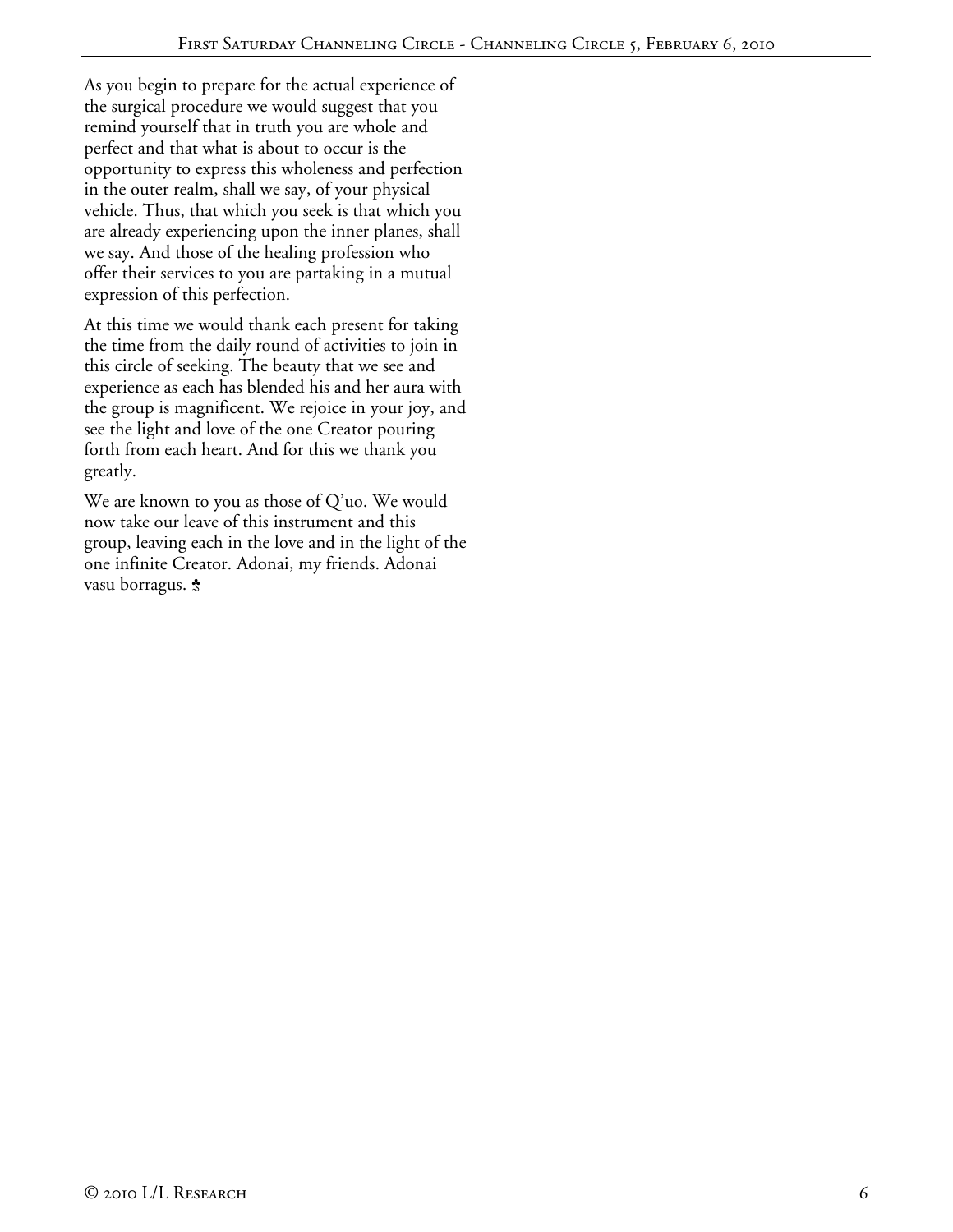As you begin to prepare for the actual experience of the surgical procedure we would suggest that you remind yourself that in truth you are whole and perfect and that what is about to occur is the opportunity to express this wholeness and perfection in the outer realm, shall we say, of your physical vehicle. Thus, that which you seek is that which you are already experiencing upon the inner planes, shall we say. And those of the healing profession who offer their services to you are partaking in a mutual expression of this perfection.

At this time we would thank each present for taking the time from the daily round of activities to join in this circle of seeking. The beauty that we see and experience as each has blended his and her aura with the group is magnificent. We rejoice in your joy, and see the light and love of the one Creator pouring forth from each heart. And for this we thank you greatly.

We are known to you as those of Q'uo. We would now take our leave of this instrument and this group, leaving each in the love and in the light of the one infinite Creator. Adonai, my friends. Adonai vasu borragus. ♣